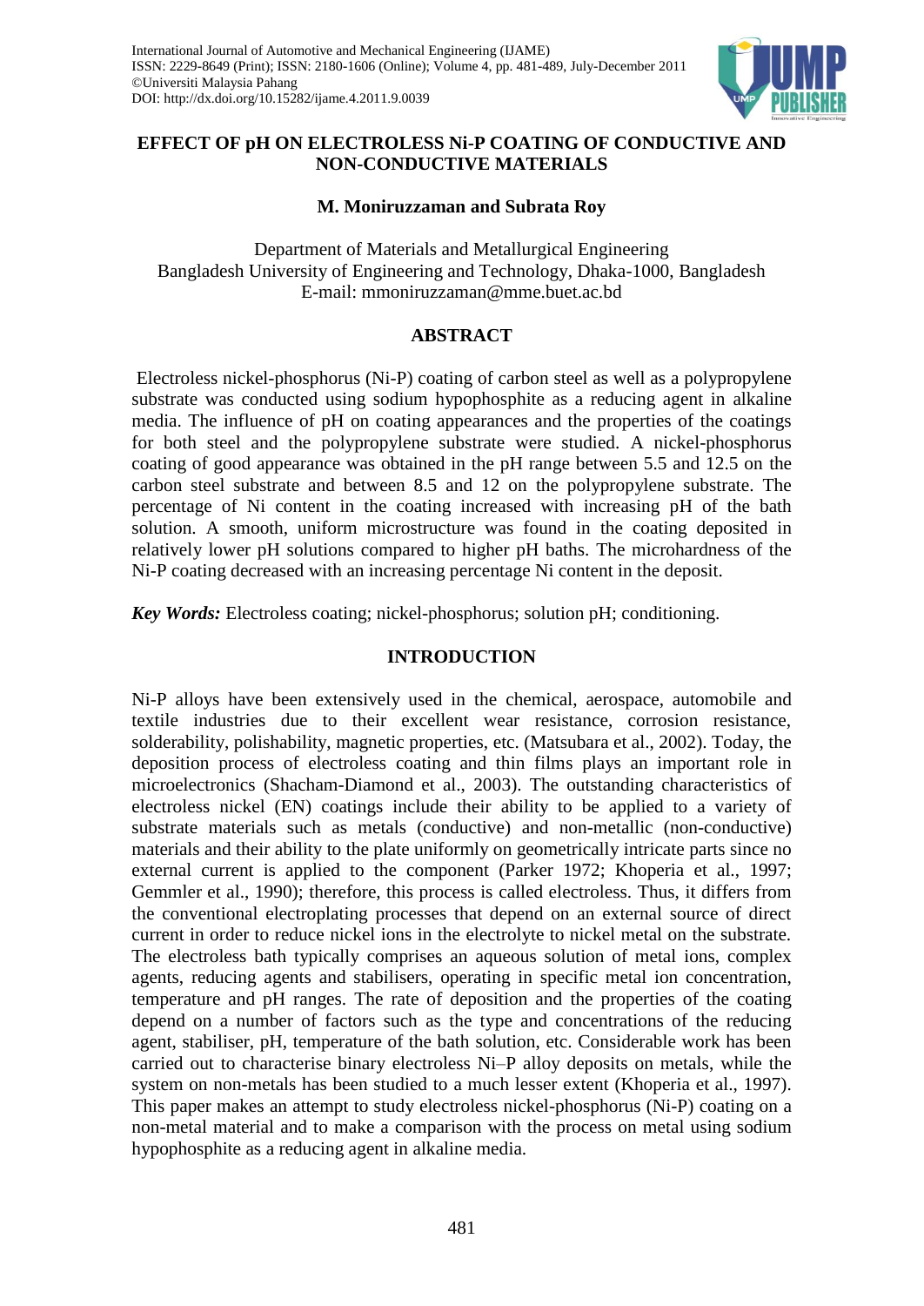# EFFECT OF pH ON ELECTROLESS Ni-P COATING OF CONDUCTIVE AND NON-CONDUCTIVE MATERIALS

**M. Moniruzzaman and Subrata Roy**

Department of Materials and Metallurgical Engineering
Bangladesh University of Engineering and Technology, Dhaka-1000, Bangladesh
E-mail: mmoniruzzaman@mme.buet.ac.bd

## ABSTRACT

Electroless nickel-phosphorus (Ni-P) coating of carbon steel as well as a polypropylene substrate was conducted using sodium hypophosphite as a reducing agent in alkaline media. The influence of pH on coating appearances and the properties of the coatings for both steel and the polypropylene substrate were studied. A nickel-phosphorus coating of good appearance was obtained in the pH range between 5.5 and 12.5 on the carbon steel substrate and between 8.5 and 12 on the polypropylene substrate. The percentage of Ni content in the coating increased with increasing pH of the bath solution. A smooth, uniform microstructure was found in the coating deposited in relatively lower pH solutions compared to higher pH baths. The microhardness of the Ni-P coating decreased with an increasing percentage Ni content in the deposit.

***Key Words:*** Electroless coating; nickel-phosphorus; solution pH; conditioning.

## INTRODUCTION

Ni-P alloys have been extensively used in the chemical, aerospace, automobile and textile industries due to their excellent wear resistance, corrosion resistance, solderability, polishability, magnetic properties, etc. (Matsubara et al., 2002). Today, the deposition process of electroless coating and thin films plays an important role in microelectronics (Shacham-Diamond et al., 2003). The outstanding characteristics of electroless nickel (EN) coatings include their ability to be applied to a variety of substrate materials such as metals (conductive) and non-metallic (non-conductive) materials and their ability to the plate uniformly on geometrically intricate parts since no external current is applied to the component (Parker 1972; Khoperia et al., 1997; Gemmler et al., 1990); therefore, this process is called electroless. Thus, it differs from the conventional electroplating processes that depend on an external source of direct current in order to reduce nickel ions in the electrolyte to nickel metal on the substrate. The electroless bath typically comprises an aqueous solution of metal ions, complex agents, reducing agents and stabilisers, operating in specific metal ion concentration, temperature and pH ranges. The rate of deposition and the properties of the coating depend on a number of factors such as the type and concentrations of the reducing agent, stabiliser, pH, temperature of the bath solution, etc. Considerable work has been carried out to characterise binary electroless Ni–P alloy deposits on metals, while the system on non-metals has been studied to a much lesser extent (Khoperia et al., 1997). This paper makes an attempt to study electroless nickel-phosphorus (Ni-P) coating on a non-metal material and to make a comparison with the process on metal using sodium hypophosphite as a reducing agent in alkaline media.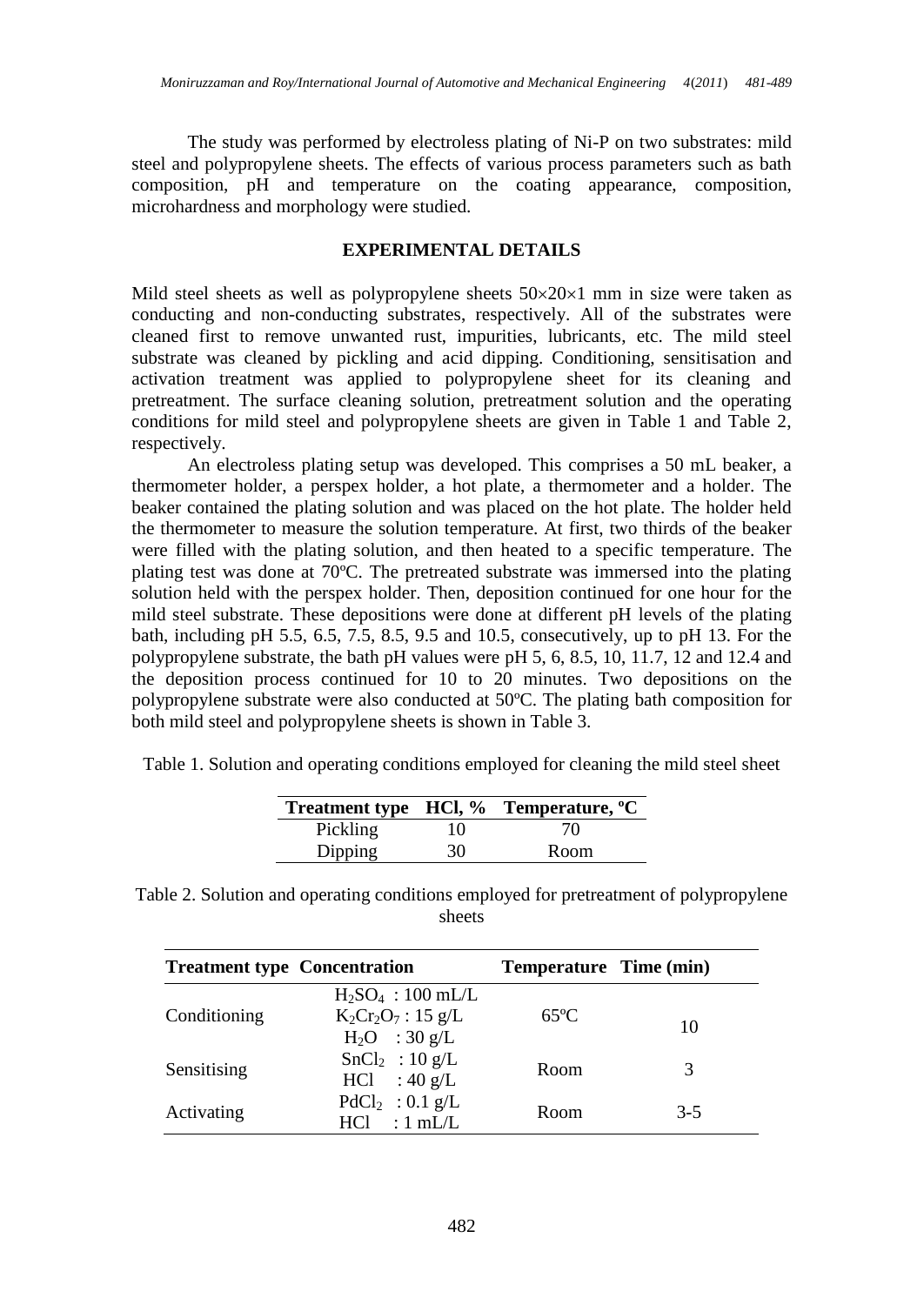The study was performed by electroless plating of Ni-P on two substrates: mild steel and polypropylene sheets. The effects of various process parameters such as bath composition, pH and temperature on the coating appearance, composition, microhardness and morphology were studied.

## EXPERIMENTAL DETAILS

Mild steel sheets as well as polypropylene sheets 50×20×1 mm in size were taken as conducting and non-conducting substrates, respectively. All of the substrates were cleaned first to remove unwanted rust, impurities, lubricants, etc. The mild steel substrate was cleaned by pickling and acid dipping. Conditioning, sensitisation and activation treatment was applied to polypropylene sheet for its cleaning and pretreatment. The surface cleaning solution, pretreatment solution and the operating conditions for mild steel and polypropylene sheets are given in Table 1 and Table 2, respectively.

An electroless plating setup was developed. This comprises a 50 mL beaker, a thermometer holder, a perspex holder, a hot plate, a thermometer and a holder. The beaker contained the plating solution and was placed on the hot plate. The holder held the thermometer to measure the solution temperature. At first, two thirds of the beaker were filled with the plating solution, and then heated to a specific temperature. The plating test was done at 70ºC. The pretreated substrate was immersed into the plating solution held with the perspex holder. Then, deposition continued for one hour for the mild steel substrate. These depositions were done at different pH levels of the plating bath, including pH 5.5, 6.5, 7.5, 8.5, 9.5 and 10.5, consecutively, up to pH 13. For the polypropylene substrate, the bath pH values were pH 5, 6, 8.5, 10, 11.7, 12 and 12.4 and the deposition process continued for 10 to 20 minutes. Two depositions on the polypropylene substrate were also conducted at 50ºC. The plating bath composition for both mild steel and polypropylene sheets is shown in Table 3.

Table 1. Solution and operating conditions employed for cleaning the mild steel sheet

| Treatment type | HCl, % | Temperature, ºC |
|---|---|---|
| Pickling | 10 | 70 |
| Dipping | 30 | Room |

Table 2. Solution and operating conditions employed for pretreatment of polypropylene sheets

| Treatment type | Concentration | Temperature | Time (min) |
|---|---|---|---|
| Conditioning | $H_2SO_4$ : 100 mL/L<br>$K_2Cr_2O_7$ : 15 g/L<br>$H_2O$ : 30 g/L | 65ºC | 10 |
| Sensitising | $SnCl_2$ : 10 g/L<br>HCl : 40 g/L | Room | 3 |
| Activating | $PdCl_2$ : 0.1 g/L<br>HCl : 1 mL/L | Room | 3-5 |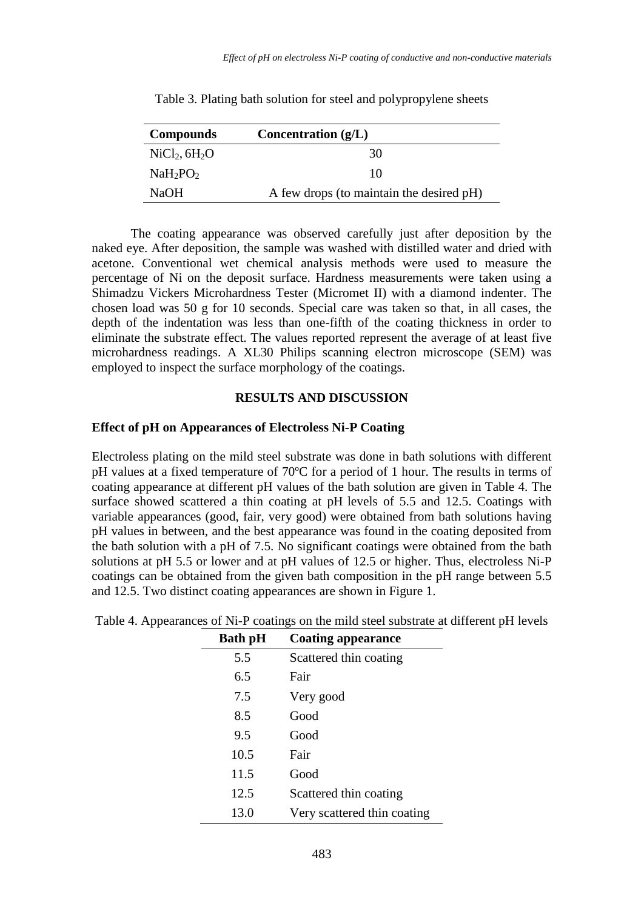Table 3. Plating bath solution for steel and polypropylene sheets

| Compounds | Concentration (g/L) |
|---|---|
| $NiCl_2, 6H_2O$ | 30 |
| $NaH_2PO_2$ | 10 |
| NaOH | A few drops (to maintain the desired pH) |

The coating appearance was observed carefully just after deposition by the naked eye. After deposition, the sample was washed with distilled water and dried with acetone. Conventional wet chemical analysis methods were used to measure the percentage of Ni on the deposit surface. Hardness measurements were taken using a Shimadzu Vickers Microhardness Tester (Micromet II) with a diamond indenter. The chosen load was 50 g for 10 seconds. Special care was taken so that, in all cases, the depth of the indentation was less than one-fifth of the coating thickness in order to eliminate the substrate effect. The values reported represent the average of at least five microhardness readings. A XL30 Philips scanning electron microscope (SEM) was employed to inspect the surface morphology of the coatings.

## RESULTS AND DISCUSSION

### Effect of pH on Appearances of Electroless Ni-P Coating

Electroless plating on the mild steel substrate was done in bath solutions with different pH values at a fixed temperature of 70ºC for a period of 1 hour. The results in terms of coating appearance at different pH values of the bath solution are given in Table 4. The surface showed scattered a thin coating at pH levels of 5.5 and 12.5. Coatings with variable appearances (good, fair, very good) were obtained from bath solutions having pH values in between, and the best appearance was found in the coating deposited from the bath solution with a pH of 7.5. No significant coatings were obtained from the bath solutions at pH 5.5 or lower and at pH values of 12.5 or higher. Thus, electroless Ni-P coatings can be obtained from the given bath composition in the pH range between 5.5 and 12.5. Two distinct coating appearances are shown in Figure 1.

Table 4. Appearances of Ni-P coatings on the mild steel substrate at different pH levels

| Bath pH | Coating appearance |
|---|---|
| 5.5 | Scattered thin coating |
| 6.5 | Fair |
| 7.5 | Very good |
| 8.5 | Good |
| 9.5 | Good |
| 10.5 | Fair |
| 11.5 | Good |
| 12.5 | Scattered thin coating |
| 13.0 | Very scattered thin coating |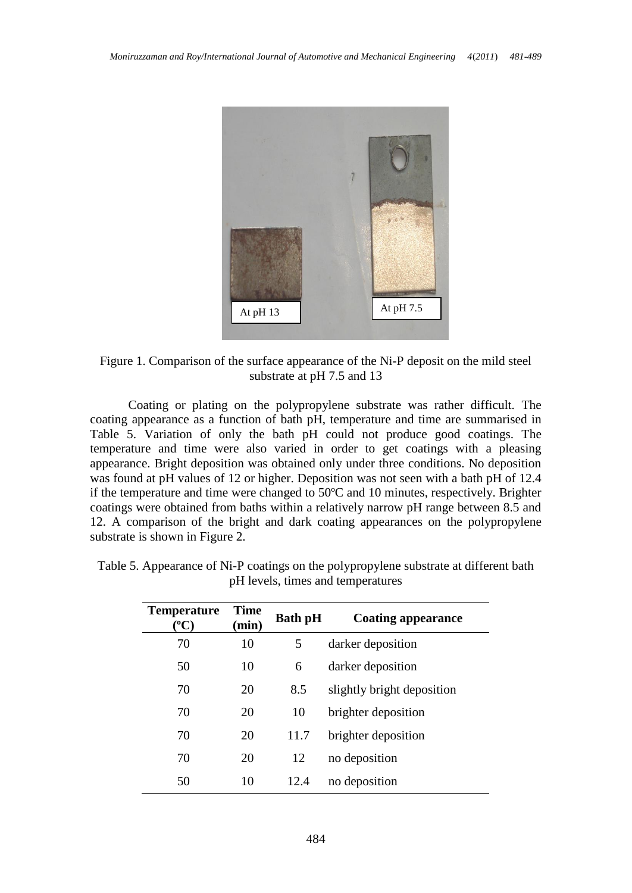Figure 1. Comparison of the surface appearance of the Ni-P deposit on the mild steel substrate at pH 7.5 and 13

Coating or plating on the polypropylene substrate was rather difficult. The coating appearance as a function of bath pH, temperature and time are summarised in Table 5. Variation of only the bath pH could not produce good coatings. The temperature and time were also varied in order to get coatings with a pleasing appearance. Bright deposition was obtained only under three conditions. No deposition was found at pH values of 12 or higher. Deposition was not seen with a bath pH of 12.4 if the temperature and time were changed to 50ºC and 10 minutes, respectively. Brighter coatings were obtained from baths within a relatively narrow pH range between 8.5 and 12. A comparison of the bright and dark coating appearances on the polypropylene substrate is shown in Figure 2.

Table 5. Appearance of Ni-P coatings on the polypropylene substrate at different bath pH levels, times and temperatures

| Temperature (ºC) | Time (min) | Bath pH | Coating appearance |
|---|---|---|---|
| 70 | 10 | 5 | darker deposition |
| 50 | 10 | 6 | darker deposition |
| 70 | 20 | 8.5 | slightly bright deposition |
| 70 | 20 | 10 | brighter deposition |
| 70 | 20 | 11.7 | brighter deposition |
| 70 | 20 | 12 | no deposition |
| 50 | 10 | 12.4 | no deposition |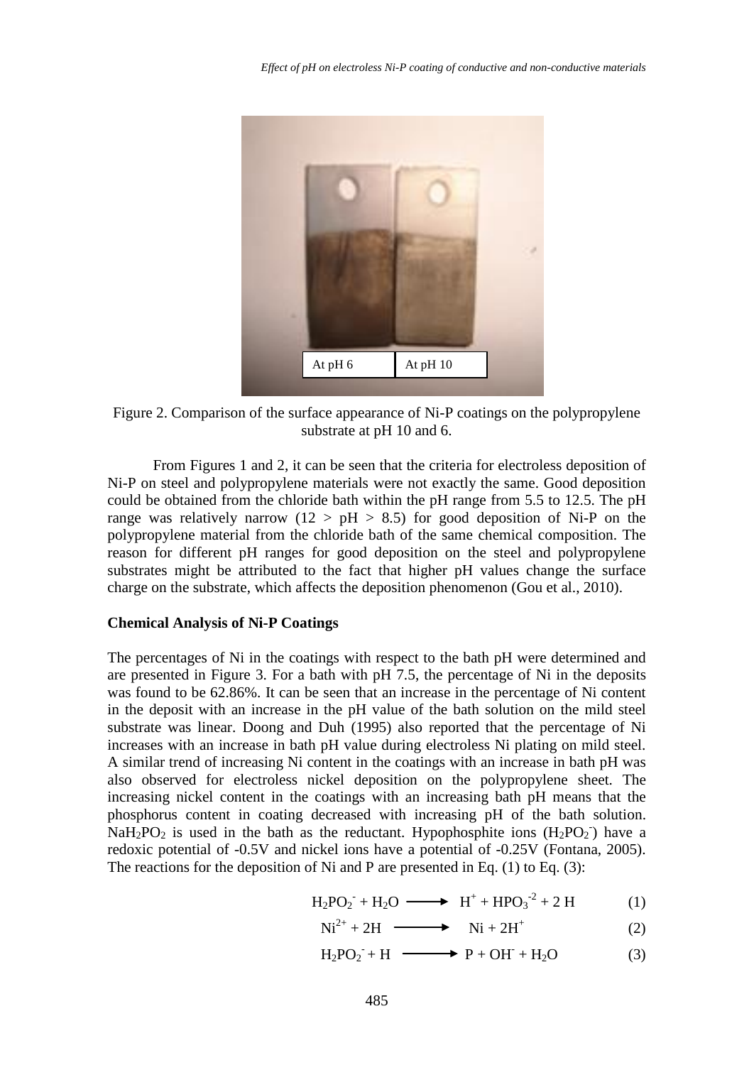Figure 2. Comparison of the surface appearance of Ni-P coatings on the polypropylene substrate at pH 10 and 6.

From Figures 1 and 2, it can be seen that the criteria for electroless deposition of Ni-P on steel and polypropylene materials were not exactly the same. Good deposition could be obtained from the chloride bath within the pH range from 5.5 to 12.5. The pH range was relatively narrow ($12 > pH > 8.5$) for good deposition of Ni-P on the polypropylene material from the chloride bath of the same chemical composition. The reason for different pH ranges for good deposition on the steel and polypropylene substrates might be attributed to the fact that higher pH values change the surface charge on the substrate, which affects the deposition phenomenon (Gou et al., 2010).

### Chemical Analysis of Ni-P Coatings

The percentages of Ni in the coatings with respect to the bath pH were determined and are presented in Figure 3. For a bath with pH 7.5, the percentage of Ni in the deposits was found to be 62.86%. It can be seen that an increase in the percentage of Ni content in the deposit with an increase in the pH value of the bath solution on the mild steel substrate was linear. Doong and Duh (1995) also reported that the percentage of Ni increases with an increase in bath pH value during electroless Ni plating on mild steel. A similar trend of increasing Ni content in the coatings with an increase in bath pH was also observed for electroless nickel deposition on the polypropylene sheet. The increasing nickel content in the coatings with an increasing bath pH means that the phosphorus content in coating decreased with increasing pH of the bath solution. $NaH_2PO_2$ is used in the bath as the reductant. Hypophosphite ions ($H_2PO_2^-$) have a redoxic potential of -0.5V and nickel ions have a potential of -0.25V (Fontana, 2005). The reactions for the deposition of Ni and P are presented in Eq. (1) to Eq. (3):

$$H_2PO_2^- + H_2O \longrightarrow H^+ + HPO_3^{-2} + 2\,H \quad (1)$$

$$Ni^{2+} + 2H \longrightarrow Ni + 2H^+ \quad (2)$$

$$H_2PO_2^- + H \longrightarrow P + OH^- + H_2O \quad (3)$$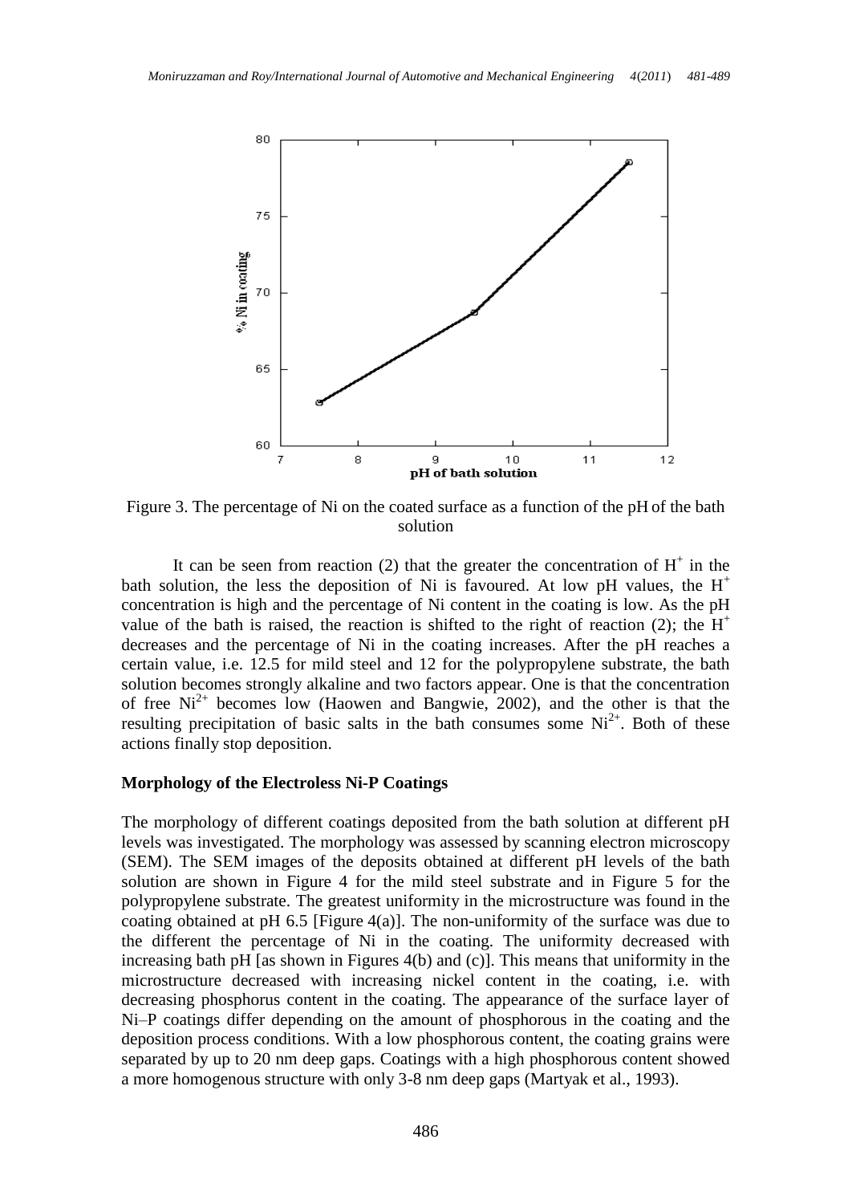Figure 3. The percentage of Ni on the coated surface as a function of the pH of the bath solution

It can be seen from reaction (2) that the greater the concentration of $H^+$ in the bath solution, the less the deposition of Ni is favoured. At low pH values, the $H^+$ concentration is high and the percentage of Ni content in the coating is low. As the pH value of the bath is raised, the reaction is shifted to the right of reaction (2); the $H^+$ decreases and the percentage of Ni in the coating increases. After the pH reaches a certain value, i.e. 12.5 for mild steel and 12 for the polypropylene substrate, the bath solution becomes strongly alkaline and two factors appear. One is that the concentration of free $Ni^{2+}$ becomes low (Haowen and Bangwie, 2002), and the other is that the resulting precipitation of basic salts in the bath consumes some $Ni^{2+}$. Both of these actions finally stop deposition.

**Morphology of the Electroless Ni-P Coatings**

The morphology of different coatings deposited from the bath solution at different pH levels was investigated. The morphology was assessed by scanning electron microscopy (SEM). The SEM images of the deposits obtained at different pH levels of the bath solution are shown in Figure 4 for the mild steel substrate and in Figure 5 for the polypropylene substrate. The greatest uniformity in the microstructure was found in the coating obtained at pH 6.5 [Figure 4(a)]. The non-uniformity of the surface was due to the different the percentage of Ni in the coating. The uniformity decreased with increasing bath pH [as shown in Figures 4(b) and (c)]. This means that uniformity in the microstructure decreased with increasing nickel content in the coating, i.e. with decreasing phosphorus content in the coating. The appearance of the surface layer of Ni–P coatings differ depending on the amount of phosphorous in the coating and the deposition process conditions. With a low phosphorous content, the coating grains were separated by up to 20 nm deep gaps. Coatings with a high phosphorous content showed a more homogenous structure with only 3-8 nm deep gaps (Martyak et al., 1993).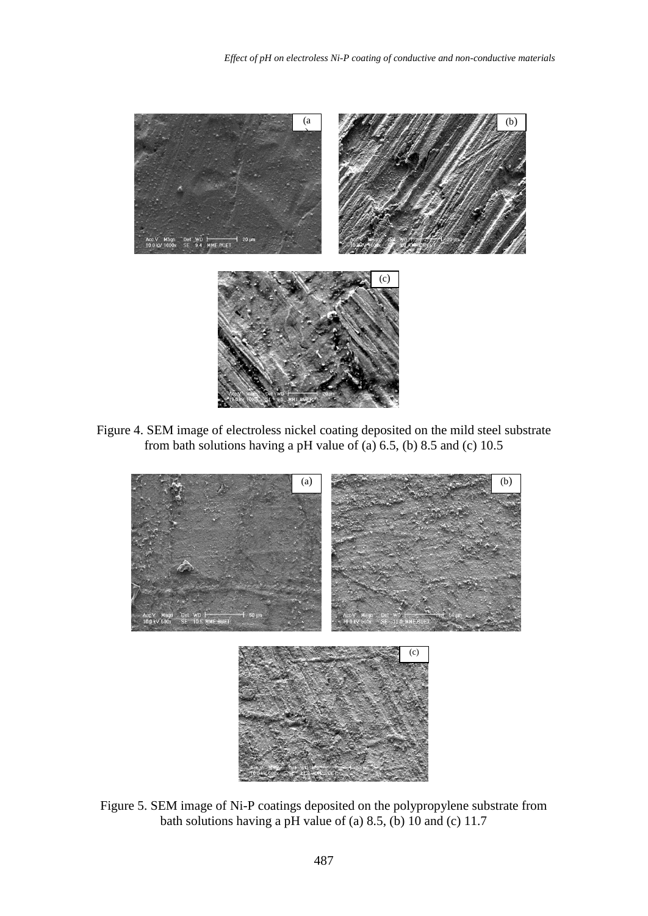Figure 4. SEM image of electroless nickel coating deposited on the mild steel substrate from bath solutions having a pH value of (a) 6.5, (b) 8.5 and (c) 10.5

Figure 5. SEM image of Ni-P coatings deposited on the polypropylene substrate from bath solutions having a pH value of (a) 8.5, (b) 10 and (c) 11.7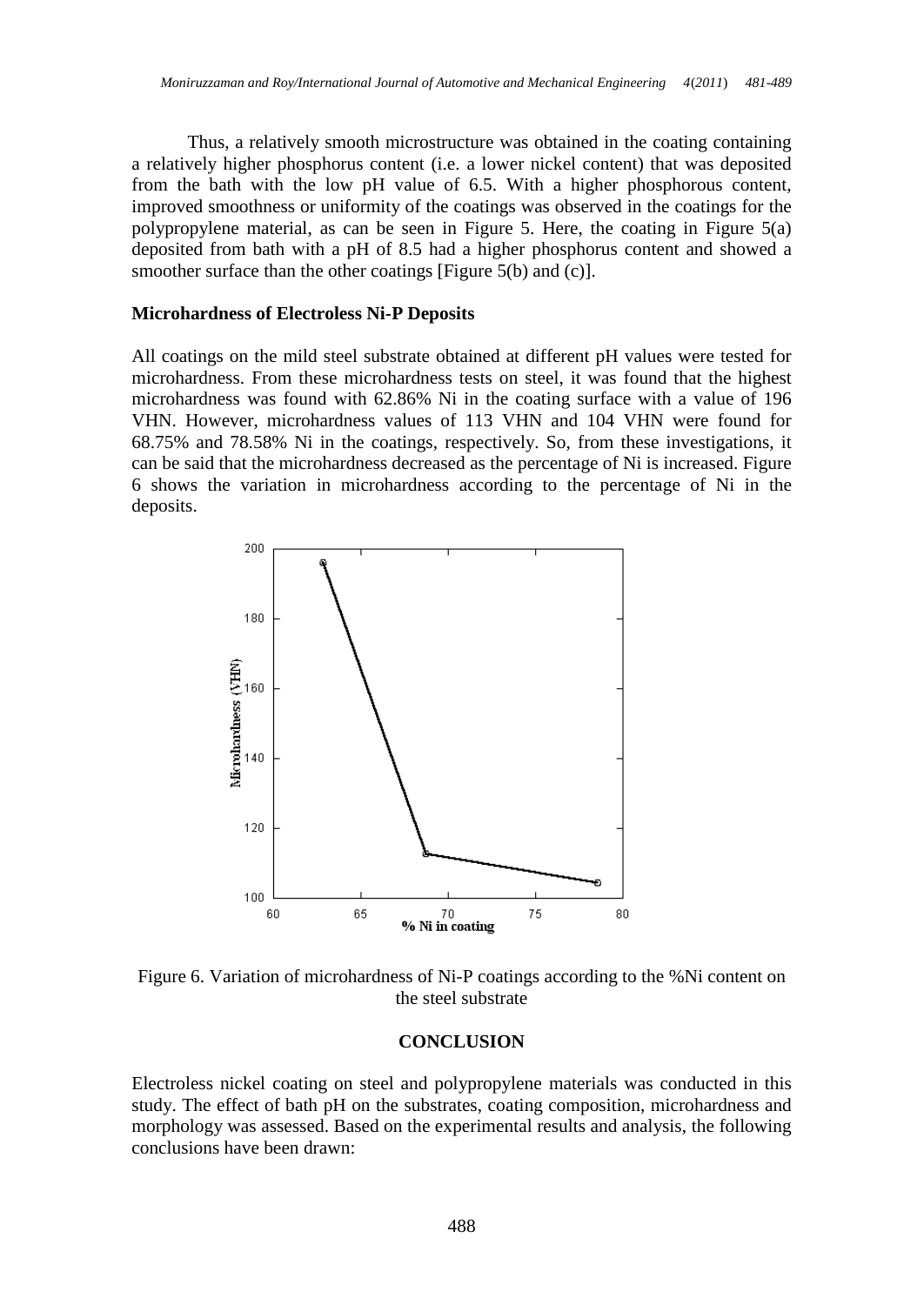Thus, a relatively smooth microstructure was obtained in the coating containing a relatively higher phosphorus content (i.e. a lower nickel content) that was deposited from the bath with the low pH value of 6.5. With a higher phosphorous content, improved smoothness or uniformity of the coatings was observed in the coatings for the polypropylene material, as can be seen in Figure 5. Here, the coating in Figure 5(a) deposited from bath with a pH of 8.5 had a higher phosphorus content and showed a smoother surface than the other coatings [Figure 5(b) and (c)].

### Microhardness of Electroless Ni-P Deposits

All coatings on the mild steel substrate obtained at different pH values were tested for microhardness. From these microhardness tests on steel, it was found that the highest microhardness was found with 62.86% Ni in the coating surface with a value of 196 VHN. However, microhardness values of 113 VHN and 104 VHN were found for 68.75% and 78.58% Ni in the coatings, respectively. So, from these investigations, it can be said that the microhardness decreased as the percentage of Ni is increased. Figure 6 shows the variation in microhardness according to the percentage of Ni in the deposits.

Figure 6. Variation of microhardness of Ni-P coatings according to the %Ni content on the steel substrate

## CONCLUSION

Electroless nickel coating on steel and polypropylene materials was conducted in this study. The effect of bath pH on the substrates, coating composition, microhardness and morphology was assessed. Based on the experimental results and analysis, the following conclusions have been drawn: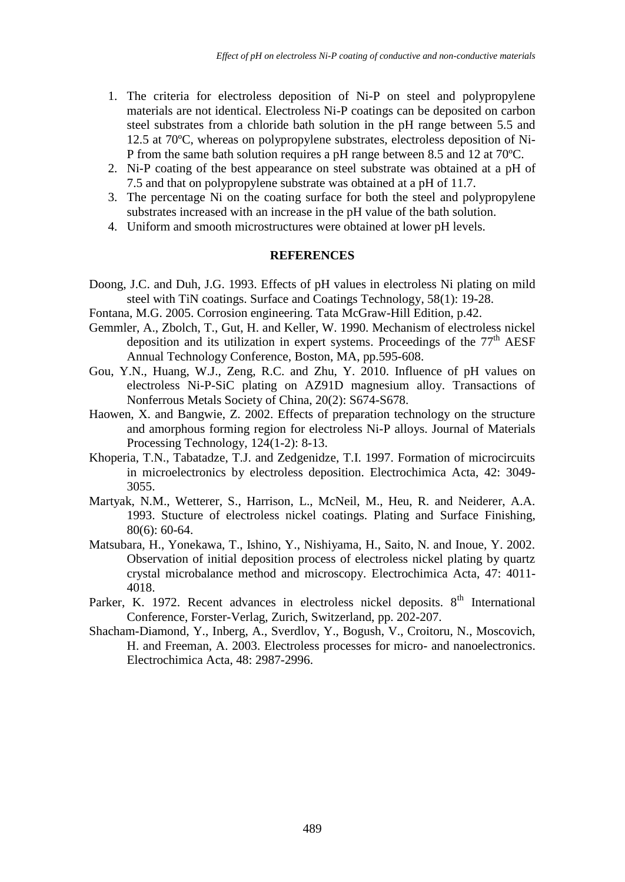1. The criteria for electroless deposition of Ni-P on steel and polypropylene materials are not identical. Electroless Ni-P coatings can be deposited on carbon steel substrates from a chloride bath solution in the pH range between 5.5 and 12.5 at 70ºC, whereas on polypropylene substrates, electroless deposition of Ni-P from the same bath solution requires a pH range between 8.5 and 12 at 70ºC.
2. Ni-P coating of the best appearance on steel substrate was obtained at a pH of 7.5 and that on polypropylene substrate was obtained at a pH of 11.7.
3. The percentage Ni on the coating surface for both the steel and polypropylene substrates increased with an increase in the pH value of the bath solution.
4. Uniform and smooth microstructures were obtained at lower pH levels.

## REFERENCES

Doong, J.C. and Duh, J.G. 1993. Effects of pH values in electroless Ni plating on mild steel with TiN coatings. Surface and Coatings Technology, 58(1): 19-28.

Fontana, M.G. 2005. Corrosion engineering. Tata McGraw-Hill Edition, p.42.

Gemmler, A., Zbolch, T., Gut, H. and Keller, W. 1990. Mechanism of electroless nickel deposition and its utilization in expert systems. Proceedings of the 77th AESF Annual Technology Conference, Boston, MA, pp.595-608.

Gou, Y.N., Huang, W.J., Zeng, R.C. and Zhu, Y. 2010. Influence of pH values on electroless Ni-P-SiC plating on AZ91D magnesium alloy. Transactions of Nonferrous Metals Society of China, 20(2): S674-S678.

Haowen, X. and Bangwie, Z. 2002. Effects of preparation technology on the structure and amorphous forming region for electroless Ni-P alloys. Journal of Materials Processing Technology, 124(1-2): 8-13.

Khoperia, T.N., Tabatadze, T.J. and Zedgenidze, T.I. 1997. Formation of microcircuits in microelectronics by electroless deposition. Electrochimica Acta, 42: 3049-3055.

Martyak, N.M., Wetterer, S., Harrison, L., McNeil, M., Heu, R. and Neiderer, A.A. 1993. Stucture of electroless nickel coatings. Plating and Surface Finishing, 80(6): 60-64.

Matsubara, H., Yonekawa, T., Ishino, Y., Nishiyama, H., Saito, N. and Inoue, Y. 2002. Observation of initial deposition process of electroless nickel plating by quartz crystal microbalance method and microscopy. Electrochimica Acta, 47: 4011-4018.

Parker, K. 1972. Recent advances in electroless nickel deposits. 8th International Conference, Forster-Verlag, Zurich, Switzerland, pp. 202-207.

Shacham-Diamond, Y., Inberg, A., Sverdlov, Y., Bogush, V., Croitoru, N., Moscovich, H. and Freeman, A. 2003. Electroless processes for micro- and nanoelectronics. Electrochimica Acta, 48: 2987-2996.